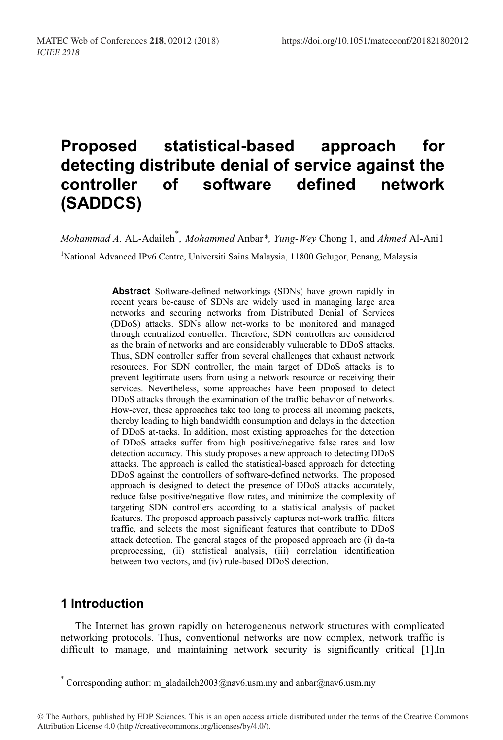# Proposed statistical-based approach for detecting distribute denial of service against the controller of software defined network (SADDCS)

*Mohammad A.* AL-Adaileh[*], *Mohammed* Anbar*, *Yung-Wey* Chong 1, and *Ahmed* Al-Ani1

[1]National Advanced IPv6 Centre, Universiti Sains Malaysia, 11800 Gelugor, Penang, Malaysia

**Abstract** Software-defined networkings (SDNs) have grown rapidly in recent years be-cause of SDNs are widely used in managing large area networks and securing networks from Distributed Denial of Services (DDoS) attacks. SDNs allow net-works to be monitored and managed through centralized controller. Therefore, SDN controllers are considered as the brain of networks and are considerably vulnerable to DDoS attacks. Thus, SDN controller suffer from several challenges that exhaust network resources. For SDN controller, the main target of DDoS attacks is to prevent legitimate users from using a network resource or receiving their services. Nevertheless, some approaches have been proposed to detect DDoS attacks through the examination of the traffic behavior of networks. How-ever, these approaches take too long to process all incoming packets, thereby leading to high bandwidth consumption and delays in the detection of DDoS at-tacks. In addition, most existing approaches for the detection of DDoS attacks suffer from high positive/negative false rates and low detection accuracy. This study proposes a new approach to detecting DDoS attacks. The approach is called the statistical-based approach for detecting DDoS against the controllers of software-defined networks. The proposed approach is designed to detect the presence of DDoS attacks accurately, reduce false positive/negative flow rates, and minimize the complexity of targeting SDN controllers according to a statistical analysis of packet features. The proposed approach passively captures net-work traffic, filters traffic, and selects the most significant features that contribute to DDoS attack detection. The general stages of the proposed approach are (i) da-ta preprocessing, (ii) statistical analysis, (iii) correlation identification between two vectors, and (iv) rule-based DDoS detection.

## 1 Introduction

The Internet has grown rapidly on heterogeneous network structures with complicated networking protocols. Thus, conventional networks are now complex, network traffic is difficult to manage, and maintaining network security is significantly critical [1].In

[*] Corresponding author: m_aladaileh2003@nav6.usm.my and anbar@nav6.usm.my

© The Authors, published by EDP Sciences. This is an open access article distributed under the terms of the Creative Commons Attribution License 4.0 (http://creativecommons.org/licenses/by/4.0/).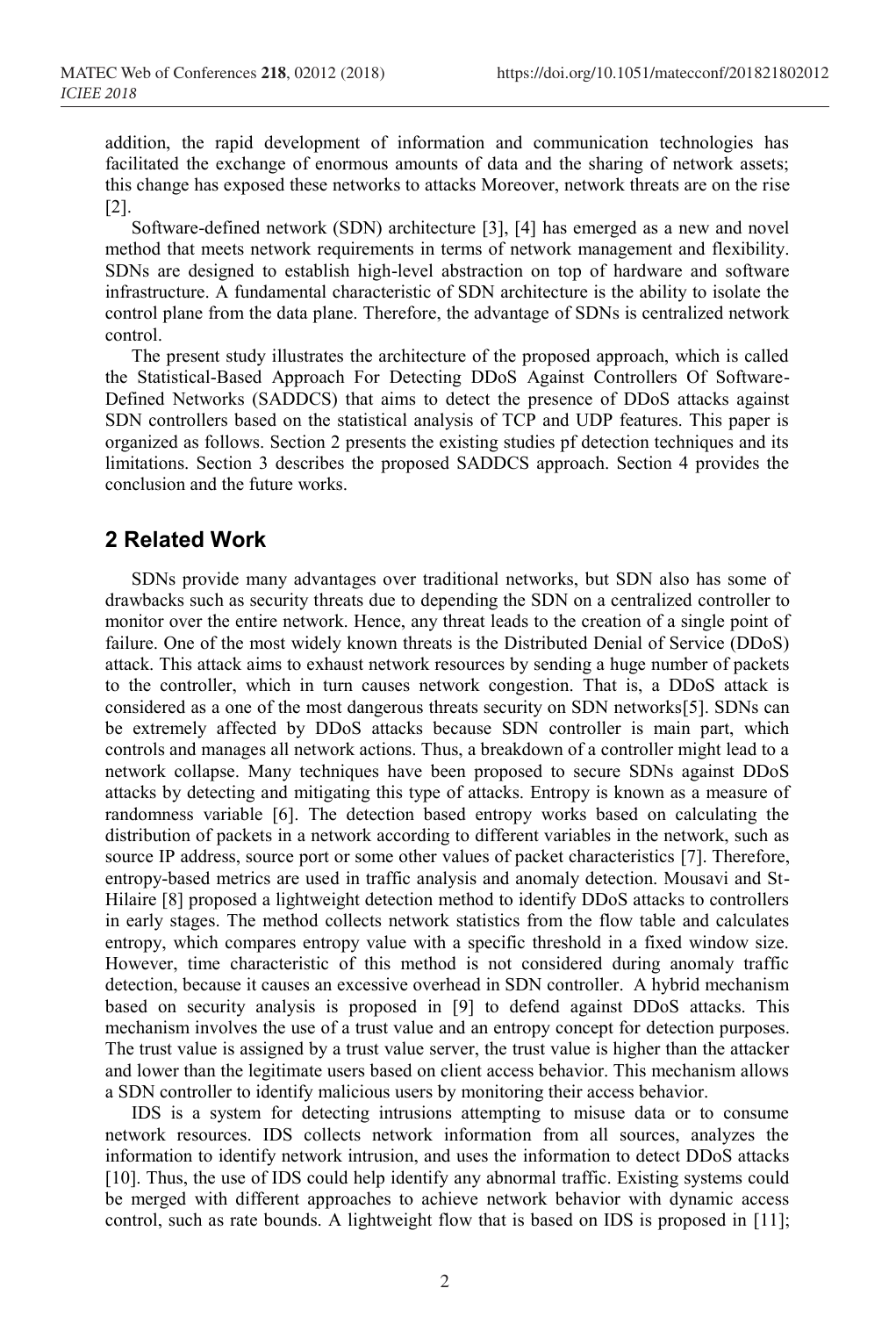addition, the rapid development of information and communication technologies has facilitated the exchange of enormous amounts of data and the sharing of network assets; this change has exposed these networks to attacks Moreover, network threats are on the rise [2].

Software-defined network (SDN) architecture [3], [4] has emerged as a new and novel method that meets network requirements in terms of network management and flexibility. SDNs are designed to establish high-level abstraction on top of hardware and software infrastructure. A fundamental characteristic of SDN architecture is the ability to isolate the control plane from the data plane. Therefore, the advantage of SDNs is centralized network control.

The present study illustrates the architecture of the proposed approach, which is called the Statistical-Based Approach For Detecting DDoS Against Controllers Of Software-Defined Networks (SADDCS) that aims to detect the presence of DDoS attacks against SDN controllers based on the statistical analysis of TCP and UDP features. This paper is organized as follows. Section 2 presents the existing studies pf detection techniques and its limitations. Section 3 describes the proposed SADDCS approach. Section 4 provides the conclusion and the future works.

## 2 Related Work

SDNs provide many advantages over traditional networks, but SDN also has some of drawbacks such as security threats due to depending the SDN on a centralized controller to monitor over the entire network. Hence, any threat leads to the creation of a single point of failure. One of the most widely known threats is the Distributed Denial of Service (DDoS) attack. This attack aims to exhaust network resources by sending a huge number of packets to the controller, which in turn causes network congestion. That is, a DDoS attack is considered as a one of the most dangerous threats security on SDN networks[5]. SDNs can be extremely affected by DDoS attacks because SDN controller is main part, which controls and manages all network actions. Thus, a breakdown of a controller might lead to a network collapse. Many techniques have been proposed to secure SDNs against DDoS attacks by detecting and mitigating this type of attacks. Entropy is known as a measure of randomness variable [6]. The detection based entropy works based on calculating the distribution of packets in a network according to different variables in the network, such as source IP address, source port or some other values of packet characteristics [7]. Therefore, entropy-based metrics are used in traffic analysis and anomaly detection. Mousavi and St-Hilaire [8] proposed a lightweight detection method to identify DDoS attacks to controllers in early stages. The method collects network statistics from the flow table and calculates entropy, which compares entropy value with a specific threshold in a fixed window size. However, time characteristic of this method is not considered during anomaly traffic detection, because it causes an excessive overhead in SDN controller. A hybrid mechanism based on security analysis is proposed in [9] to defend against DDoS attacks. This mechanism involves the use of a trust value and an entropy concept for detection purposes. The trust value is assigned by a trust value server, the trust value is higher than the attacker and lower than the legitimate users based on client access behavior. This mechanism allows a SDN controller to identify malicious users by monitoring their access behavior.

IDS is a system for detecting intrusions attempting to misuse data or to consume network resources. IDS collects network information from all sources, analyzes the information to identify network intrusion, and uses the information to detect DDoS attacks [10]. Thus, the use of IDS could help identify any abnormal traffic. Existing systems could be merged with different approaches to achieve network behavior with dynamic access control, such as rate bounds. A lightweight flow that is based on IDS is proposed in [11];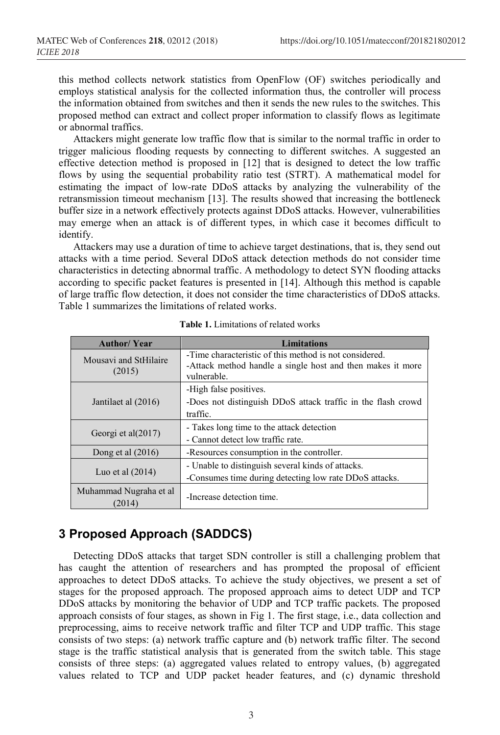this method collects network statistics from OpenFlow (OF) switches periodically and employs statistical analysis for the collected information thus, the controller will process the information obtained from switches and then it sends the new rules to the switches. This proposed method can extract and collect proper information to classify flows as legitimate or abnormal traffics.

Attackers might generate low traffic flow that is similar to the normal traffic in order to trigger malicious flooding requests by connecting to different switches. A suggested an effective detection method is proposed in [12] that is designed to detect the low traffic flows by using the sequential probability ratio test (STRT). A mathematical model for estimating the impact of low-rate DDoS attacks by analyzing the vulnerability of the retransmission timeout mechanism [13]. The results showed that increasing the bottleneck buffer size in a network effectively protects against DDoS attacks. However, vulnerabilities may emerge when an attack is of different types, in which case it becomes difficult to identify.

Attackers may use a duration of time to achieve target destinations, that is, they send out attacks with a time period. Several DDoS attack detection methods do not consider time characteristics in detecting abnormal traffic. A methodology to detect SYN flooding attacks according to specific packet features is presented in [14]. Although this method is capable of large traffic flow detection, it does not consider the time characteristics of DDoS attacks. Table 1 summarizes the limitations of related works.

**Table 1.** Limitations of related works

| Author/ Year | Limitations |
|---|---|
| Mousavi and StHilaire (2015) | -Time characteristic of this method is not considered.<br>-Attack method handle a single host and then makes it more vulnerable. |
| Jantilaet al (2016) | -High false positives.<br>-Does not distinguish DDoS attack traffic in the flash crowd traffic. |
| Georgi et al(2017) | - Takes long time to the attack detection<br>- Cannot detect low traffic rate. |
| Dong et al (2016) | -Resources consumption in the controller. |
| Luo et al (2014) | - Unable to distinguish several kinds of attacks.<br>-Consumes time during detecting low rate DDoS attacks. |
| Muhammad Nugraha et al (2014) | -Increase detection time. |

## 3 Proposed Approach (SADDCS)

Detecting DDoS attacks that target SDN controller is still a challenging problem that has caught the attention of researchers and has prompted the proposal of efficient approaches to detect DDoS attacks. To achieve the study objectives, we present a set of stages for the proposed approach. The proposed approach aims to detect UDP and TCP DDoS attacks by monitoring the behavior of UDP and TCP traffic packets. The proposed approach consists of four stages, as shown in Fig 1. The first stage, i.e., data collection and preprocessing, aims to receive network traffic and filter TCP and UDP traffic. This stage consists of two steps: (a) network traffic capture and (b) network traffic filter. The second stage is the traffic statistical analysis that is generated from the switch table. This stage consists of three steps: (a) aggregated values related to entropy values, (b) aggregated values related to TCP and UDP packet header features, and (c) dynamic threshold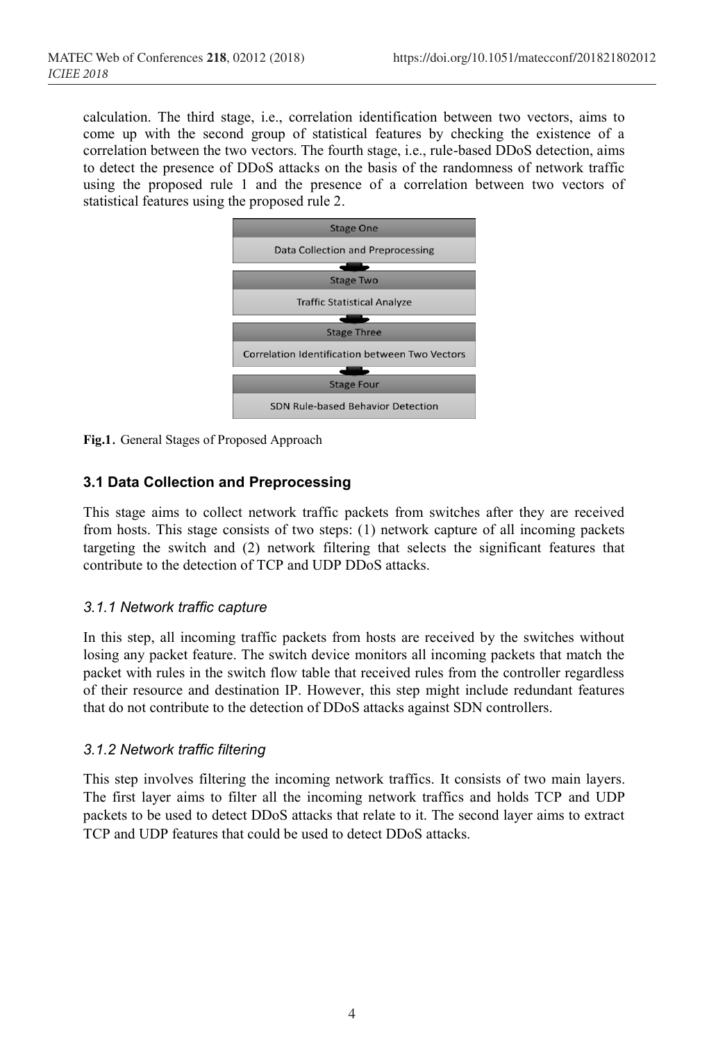calculation. The third stage, i.e., correlation identification between two vectors, aims to come up with the second group of statistical features by checking the existence of a correlation between the two vectors. The fourth stage, i.e., rule-based DDoS detection, aims to detect the presence of DDoS attacks on the basis of the randomness of network traffic using the proposed rule 1 and the presence of a correlation between two vectors of statistical features using the proposed rule 2.

| Stage One |
| --- |
| Data Collection and Preprocessing |
| Stage Two |
| Traffic Statistical Analyze |
| Stage Three |
| Correlation Identification between Two Vectors |
| Stage Four |
| SDN Rule-based Behavior Detection |

**Fig.1.** General Stages of Proposed Approach

### 3.1 Data Collection and Preprocessing

This stage aims to collect network traffic packets from switches after they are received from hosts. This stage consists of two steps: (1) network capture of all incoming packets targeting the switch and (2) network filtering that selects the significant features that contribute to the detection of TCP and UDP DDoS attacks.

#### *3.1.1 Network traffic capture*

In this step, all incoming traffic packets from hosts are received by the switches without losing any packet feature. The switch device monitors all incoming packets that match the packet with rules in the switch flow table that received rules from the controller regardless of their resource and destination IP. However, this step might include redundant features that do not contribute to the detection of DDoS attacks against SDN controllers.

#### *3.1.2 Network traffic filtering*

This step involves filtering the incoming network traffics. It consists of two main layers. The first layer aims to filter all the incoming network traffics and holds TCP and UDP packets to be used to detect DDoS attacks that relate to it. The second layer aims to extract TCP and UDP features that could be used to detect DDoS attacks.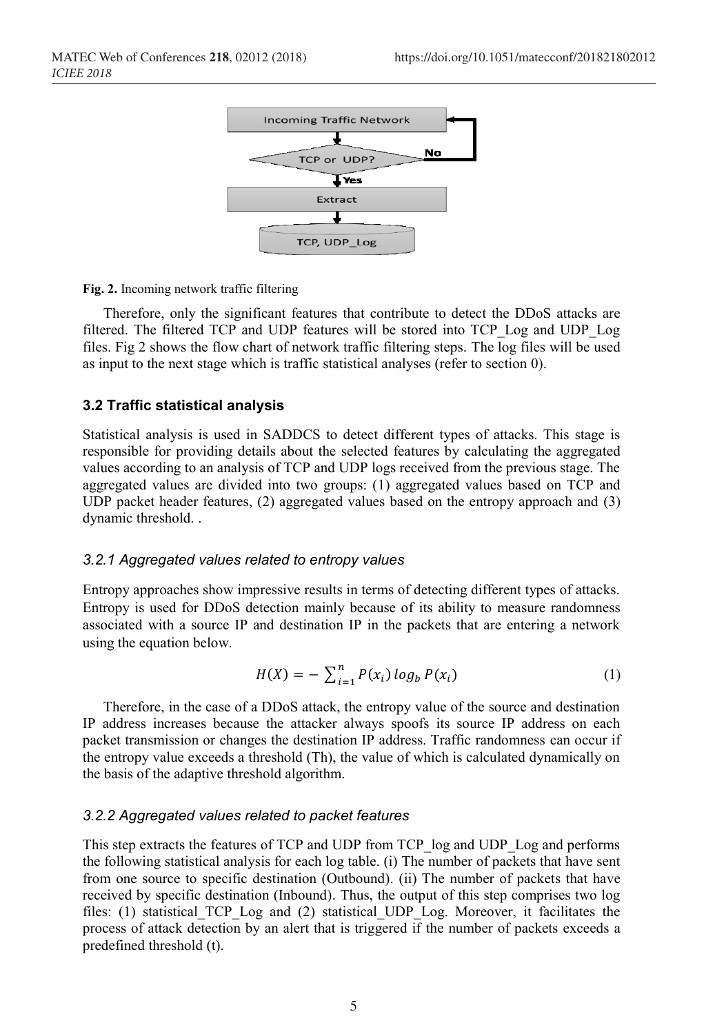Fig. 2. Incoming network traffic filtering

Therefore, only the significant features that contribute to detect the DDoS attacks are filtered. The filtered TCP and UDP features will be stored into TCP_Log and UDP_Log files. Fig 2 shows the flow chart of network traffic filtering steps. The log files will be used as input to the next stage which is traffic statistical analyses (refer to section 0).

### 3.2 Traffic statistical analysis

Statistical analysis is used in SADDCS to detect different types of attacks. This stage is responsible for providing details about the selected features by calculating the aggregated values according to an analysis of TCP and UDP logs received from the previous stage. The aggregated values are divided into two groups: (1) aggregated values based on TCP and UDP packet header features, (2) aggregated values based on the entropy approach and (3) dynamic threshold. .

#### *3.2.1 Aggregated values related to entropy values*

Entropy approaches show impressive results in terms of detecting different types of attacks. Entropy is used for DDoS detection mainly because of its ability to measure randomness associated with a source IP and destination IP in the packets that are entering a network using the equation below.

$$H(X) = -\sum_{i=1}^{n} P(x_i)\, log_b\, P(x_i) \tag{1}$$

Therefore, in the case of a DDoS attack, the entropy value of the source and destination IP address increases because the attacker always spoofs its source IP address on each packet transmission or changes the destination IP address. Traffic randomness can occur if the entropy value exceeds a threshold (Th), the value of which is calculated dynamically on the basis of the adaptive threshold algorithm.

#### *3.2.2 Aggregated values related to packet features*

This step extracts the features of TCP and UDP from TCP_log and UDP_Log and performs the following statistical analysis for each log table. (i) The number of packets that have sent from one source to specific destination (Outbound). (ii) The number of packets that have received by specific destination (Inbound). Thus, the output of this step comprises two log files: (1) statistical_TCP_Log and (2) statistical_UDP_Log. Moreover, it facilitates the process of attack detection by an alert that is triggered if the number of packets exceeds a predefined threshold (t).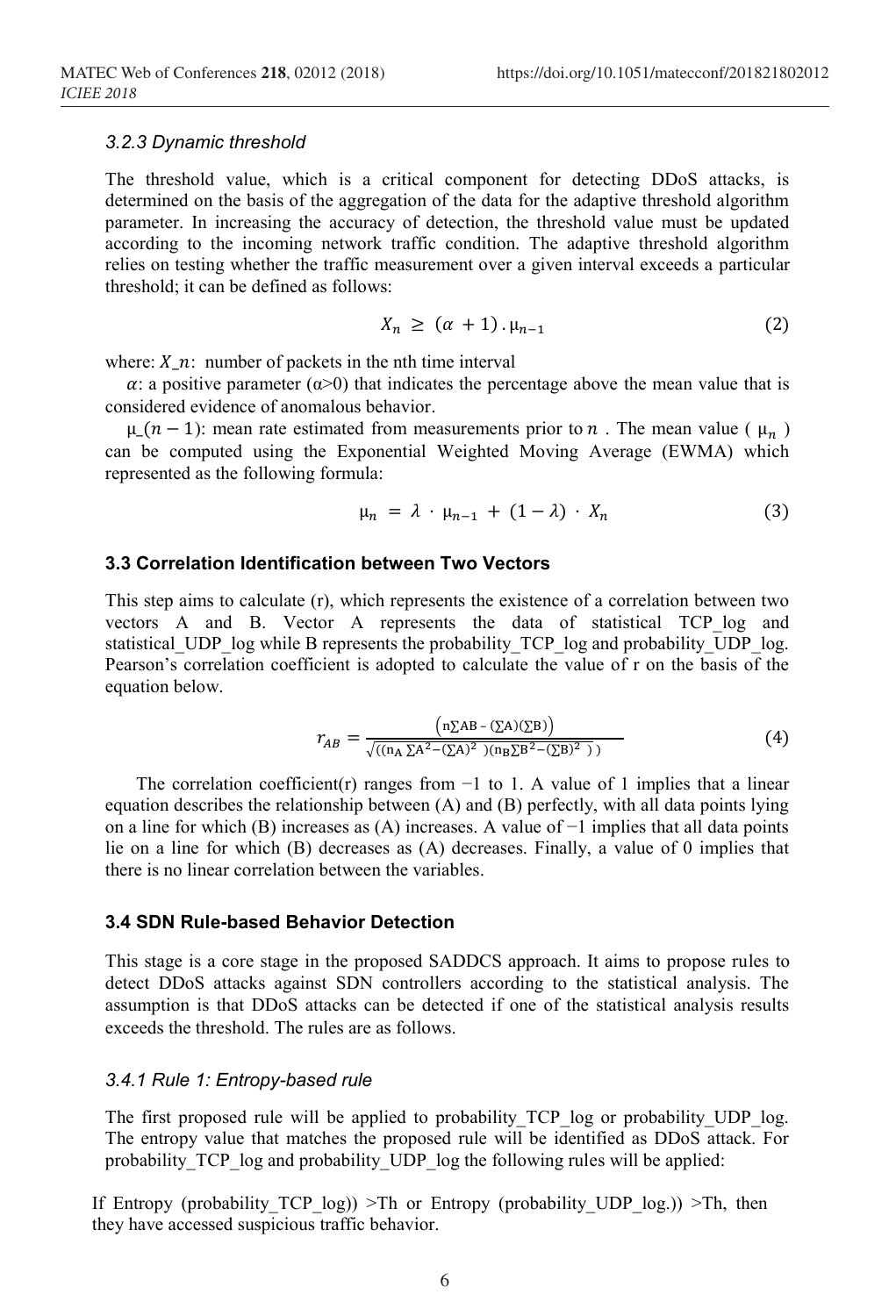#### *3.2.3 Dynamic threshold*

The threshold value, which is a critical component for detecting DDoS attacks, is determined on the basis of the aggregation of the data for the adaptive threshold algorithm parameter. In increasing the accuracy of detection, the threshold value must be updated according to the incoming network traffic condition. The adaptive threshold algorithm relies on testing whether the traffic measurement over a given interval exceeds a particular threshold; it can be defined as follows:

$$X_n \geq (\alpha + 1) . \mu_{n-1} \tag{2}$$

where: $X\_n$: number of packets in the nth time interval

$\alpha$: a positive parameter ($\alpha$>0) that indicates the percentage above the mean value that is considered evidence of anomalous behavior.

$\mu\_(n-1)$: mean rate estimated from measurements prior to $n$ . The mean value ( $\mu_n$ ) can be computed using the Exponential Weighted Moving Average (EWMA) which represented as the following formula:

$$\mu_n = \lambda \cdot \mu_{n-1} + (1 - \lambda) \cdot X_n \tag{3}$$

### 3.3 Correlation Identification between Two Vectors

This step aims to calculate (r), which represents the existence of a correlation between two vectors A and B. Vector A represents the data of statistical TCP_log and statistical_UDP_log while B represents the probability_TCP_log and probability_UDP_log. Pearson's correlation coefficient is adopted to calculate the value of r on the basis of the equation below.

$$r_{AB} = \frac{\left(n\sum AB - (\sum A)(\sum B)\right)}{\sqrt{((n_A \sum A^2 - (\sum A)^2 \;)(n_B \sum B^2 - (\sum B)^2 \;))}} \tag{4}$$

The correlation coefficient(r) ranges from −1 to 1. A value of 1 implies that a linear equation describes the relationship between (A) and (B) perfectly, with all data points lying on a line for which (B) increases as (A) increases. A value of −1 implies that all data points lie on a line for which (B) decreases as (A) decreases. Finally, a value of 0 implies that there is no linear correlation between the variables.

### 3.4 SDN Rule-based Behavior Detection

This stage is a core stage in the proposed SADDCS approach. It aims to propose rules to detect DDoS attacks against SDN controllers according to the statistical analysis. The assumption is that DDoS attacks can be detected if one of the statistical analysis results exceeds the threshold. The rules are as follows.

#### *3.4.1 Rule 1: Entropy-based rule*

The first proposed rule will be applied to probability_TCP_log or probability_UDP_log. The entropy value that matches the proposed rule will be identified as DDoS attack. For probability_TCP_log and probability_UDP_log the following rules will be applied:

If Entropy (probability_TCP_log)) >Th or Entropy (probability_UDP_log.)) >Th, then they have accessed suspicious traffic behavior.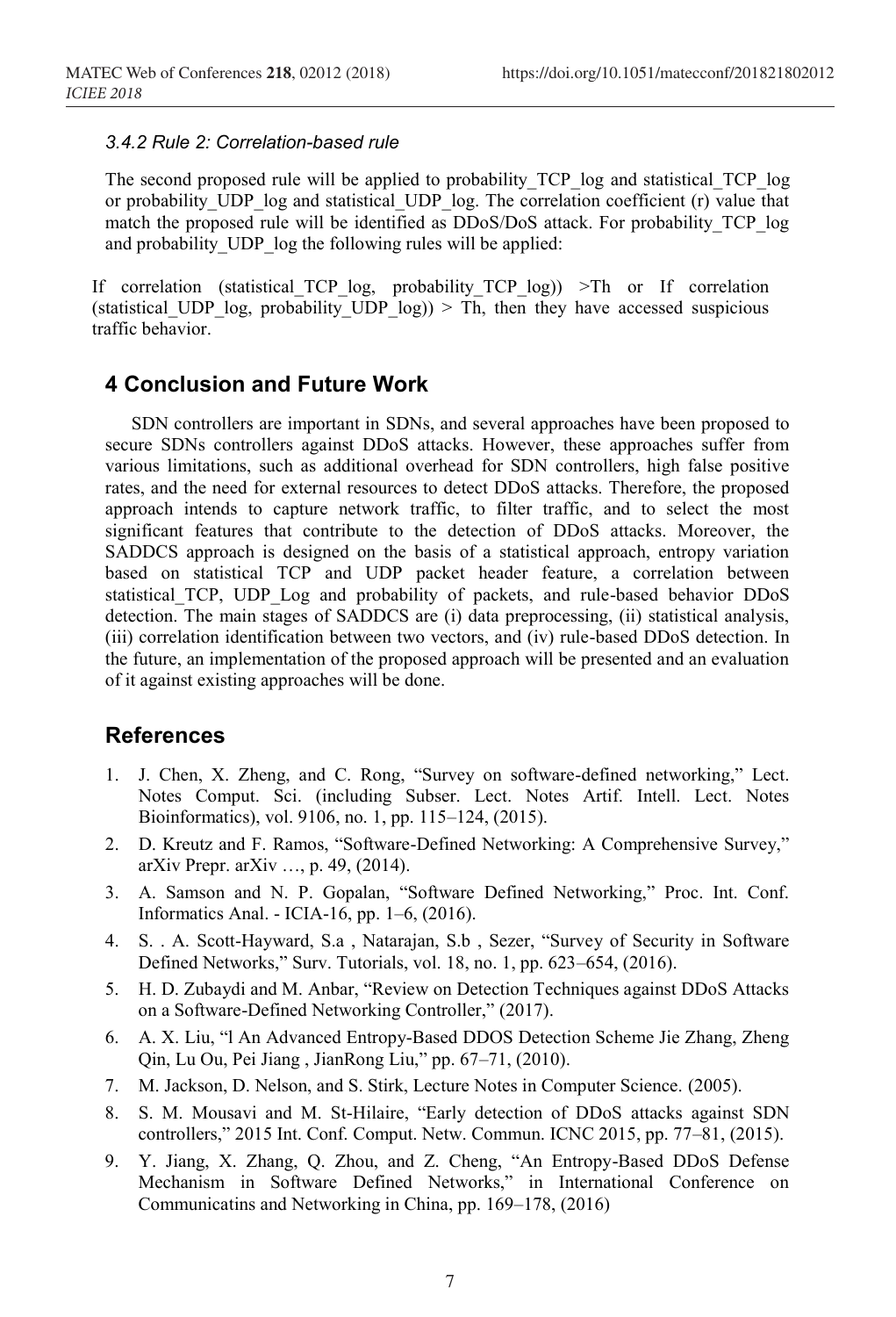#### *3.4.2 Rule 2: Correlation-based rule*

The second proposed rule will be applied to probability_TCP_log and statistical_TCP_log or probability_UDP_log and statistical_UDP_log. The correlation coefficient (r) value that match the proposed rule will be identified as DDoS/DoS attack. For probability_TCP_log and probability_UDP_log the following rules will be applied:

If correlation (statistical_TCP_log, probability_TCP_log)) >Th or If correlation (statistical_UDP_log, probability_UDP_log)) > Th, then they have accessed suspicious traffic behavior.

## 4 Conclusion and Future Work

SDN controllers are important in SDNs, and several approaches have been proposed to secure SDNs controllers against DDoS attacks. However, these approaches suffer from various limitations, such as additional overhead for SDN controllers, high false positive rates, and the need for external resources to detect DDoS attacks. Therefore, the proposed approach intends to capture network traffic, to filter traffic, and to select the most significant features that contribute to the detection of DDoS attacks. Moreover, the SADDCS approach is designed on the basis of a statistical approach, entropy variation based on statistical TCP and UDP packet header feature, a correlation between statistical_TCP, UDP_Log and probability of packets, and rule-based behavior DDoS detection. The main stages of SADDCS are (i) data preprocessing, (ii) statistical analysis, (iii) correlation identification between two vectors, and (iv) rule-based DDoS detection. In the future, an implementation of the proposed approach will be presented and an evaluation of it against existing approaches will be done.

## References

1. J. Chen, X. Zheng, and C. Rong, "Survey on software-defined networking," Lect. Notes Comput. Sci. (including Subser. Lect. Notes Artif. Intell. Lect. Notes Bioinformatics), vol. 9106, no. 1, pp. 115–124, (2015).
2. D. Kreutz and F. Ramos, "Software-Defined Networking: A Comprehensive Survey," arXiv Prepr. arXiv …, p. 49, (2014).
3. A. Samson and N. P. Gopalan, "Software Defined Networking," Proc. Int. Conf. Informatics Anal. - ICIA-16, pp. 1–6, (2016).
4. S. . A. Scott-Hayward, S.a , Natarajan, S.b , Sezer, "Survey of Security in Software Defined Networks," Surv. Tutorials, vol. 18, no. 1, pp. 623–654, (2016).
5. H. D. Zubaydi and M. Anbar, "Review on Detection Techniques against DDoS Attacks on a Software-Defined Networking Controller," (2017).
6. A. X. Liu, "l An Advanced Entropy-Based DDOS Detection Scheme Jie Zhang, Zheng Qin, Lu Ou, Pei Jiang , JianRong Liu," pp. 67–71, (2010).
7. M. Jackson, D. Nelson, and S. Stirk, Lecture Notes in Computer Science. (2005).
8. S. M. Mousavi and M. St-Hilaire, "Early detection of DDoS attacks against SDN controllers," 2015 Int. Conf. Comput. Netw. Commun. ICNC 2015, pp. 77–81, (2015).
9. Y. Jiang, X. Zhang, Q. Zhou, and Z. Cheng, "An Entropy-Based DDoS Defense Mechanism in Software Defined Networks," in International Conference on Communicatins and Networking in China, pp. 169–178, (2016)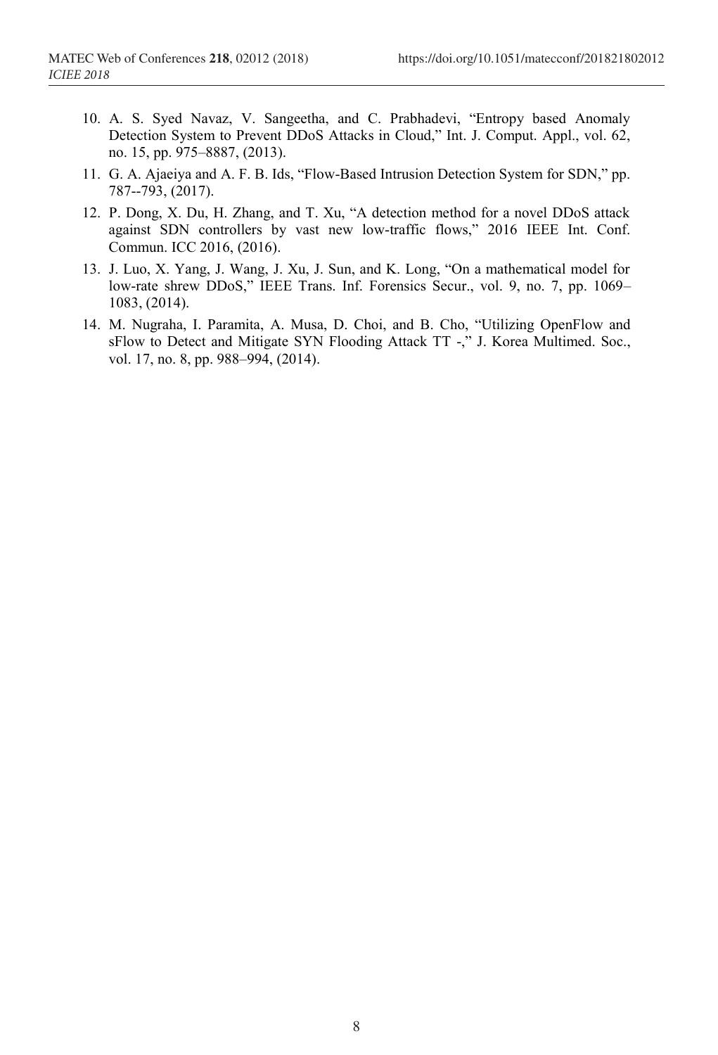10. A. S. Syed Navaz, V. Sangeetha, and C. Prabhadevi, "Entropy based Anomaly Detection System to Prevent DDoS Attacks in Cloud," Int. J. Comput. Appl., vol. 62, no. 15, pp. 975–8887, (2013).
11. G. A. Ajaeiya and A. F. B. Ids, "Flow-Based Intrusion Detection System for SDN," pp. 787--793, (2017).
12. P. Dong, X. Du, H. Zhang, and T. Xu, "A detection method for a novel DDoS attack against SDN controllers by vast new low-traffic flows," 2016 IEEE Int. Conf. Commun. ICC 2016, (2016).
13. J. Luo, X. Yang, J. Wang, J. Xu, J. Sun, and K. Long, "On a mathematical model for low-rate shrew DDoS," IEEE Trans. Inf. Forensics Secur., vol. 9, no. 7, pp. 1069–1083, (2014).
14. M. Nugraha, I. Paramita, A. Musa, D. Choi, and B. Cho, "Utilizing OpenFlow and sFlow to Detect and Mitigate SYN Flooding Attack TT -," J. Korea Multimed. Soc., vol. 17, no. 8, pp. 988–994, (2014).